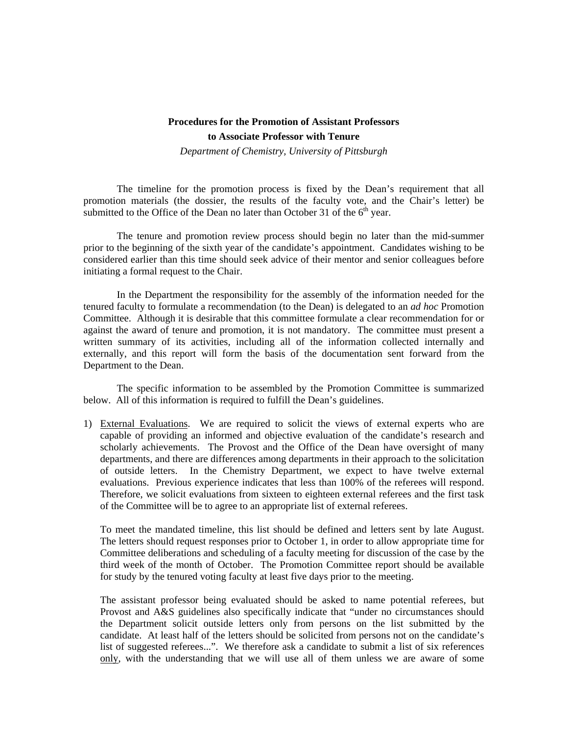**Procedures for the Promotion of Assistant Professors**
**to Associate Professor with Tenure**

*Department of Chemistry, University of Pittsburgh*

The timeline for the promotion process is fixed by the Dean's requirement that all promotion materials (the dossier, the results of the faculty vote, and the Chair's letter) be submitted to the Office of the Dean no later than October 31 of the 6th year.

The tenure and promotion review process should begin no later than the mid-summer prior to the beginning of the sixth year of the candidate's appointment. Candidates wishing to be considered earlier than this time should seek advice of their mentor and senior colleagues before initiating a formal request to the Chair.

In the Department the responsibility for the assembly of the information needed for the tenured faculty to formulate a recommendation (to the Dean) is delegated to an *ad hoc* Promotion Committee. Although it is desirable that this committee formulate a clear recommendation for or against the award of tenure and promotion, it is not mandatory. The committee must present a written summary of its activities, including all of the information collected internally and externally, and this report will form the basis of the documentation sent forward from the Department to the Dean.

The specific information to be assembled by the Promotion Committee is summarized below. All of this information is required to fulfill the Dean's guidelines.

1) <u>External Evaluations</u>. We are required to solicit the views of external experts who are capable of providing an informed and objective evaluation of the candidate's research and scholarly achievements. The Provost and the Office of the Dean have oversight of many departments, and there are differences among departments in their approach to the solicitation of outside letters. In the Chemistry Department, we expect to have twelve external evaluations. Previous experience indicates that less than 100% of the referees will respond. Therefore, we solicit evaluations from sixteen to eighteen external referees and the first task of the Committee will be to agree to an appropriate list of external referees.

   To meet the mandated timeline, this list should be defined and letters sent by late August. The letters should request responses prior to October 1, in order to allow appropriate time for Committee deliberations and scheduling of a faculty meeting for discussion of the case by the third week of the month of October. The Promotion Committee report should be available for study by the tenured voting faculty at least five days prior to the meeting.

   The assistant professor being evaluated should be asked to name potential referees, but Provost and A&S guidelines also specifically indicate that "under no circumstances should the Department solicit outside letters only from persons on the list submitted by the candidate. At least half of the letters should be solicited from persons not on the candidate's list of suggested referees...". We therefore ask a candidate to submit a list of six references <u>only</u>, with the understanding that we will use all of them unless we are aware of some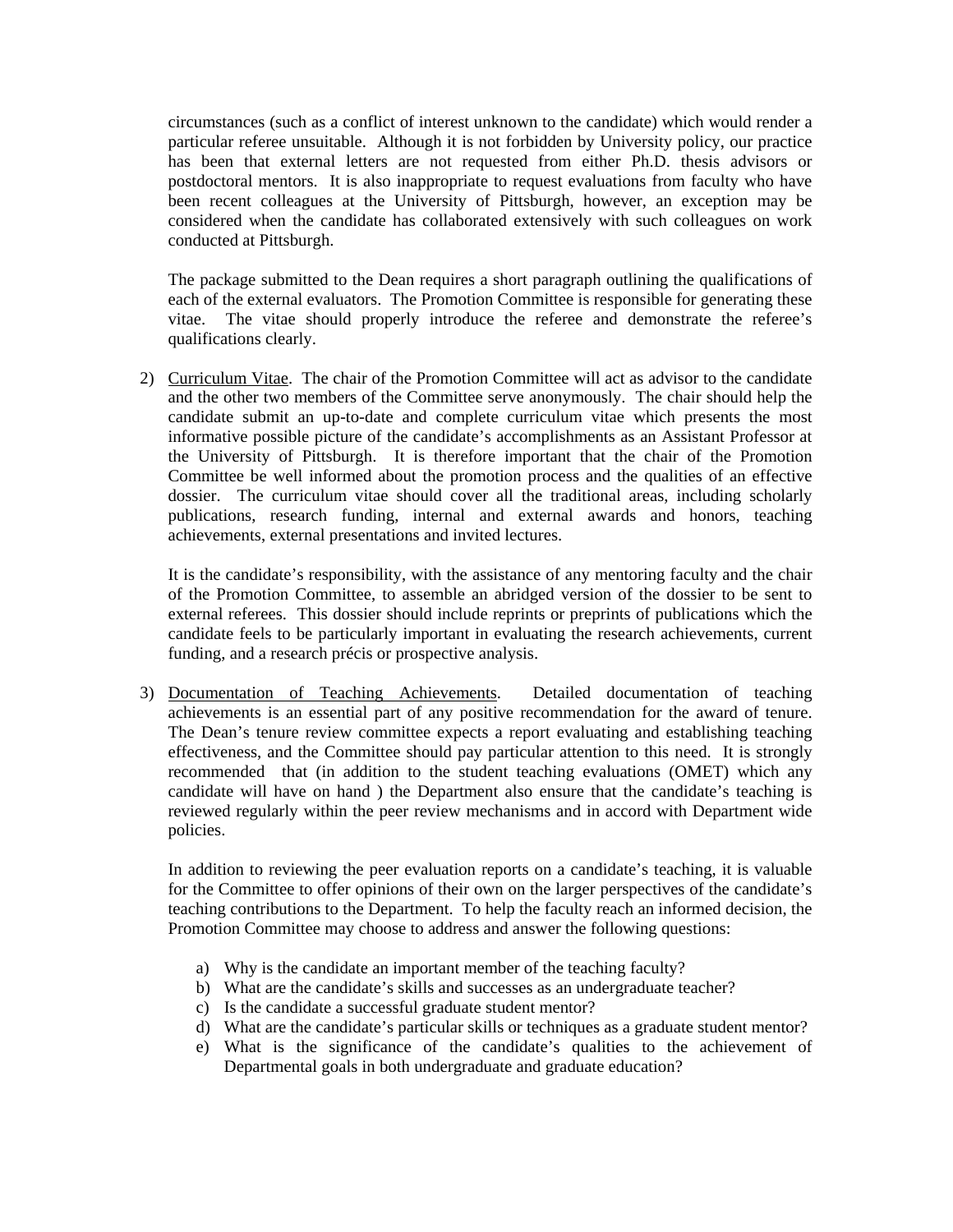circumstances (such as a conflict of interest unknown to the candidate) which would render a particular referee unsuitable. Although it is not forbidden by University policy, our practice has been that external letters are not requested from either Ph.D. thesis advisors or postdoctoral mentors. It is also inappropriate to request evaluations from faculty who have been recent colleagues at the University of Pittsburgh, however, an exception may be considered when the candidate has collaborated extensively with such colleagues on work conducted at Pittsburgh.

The package submitted to the Dean requires a short paragraph outlining the qualifications of each of the external evaluators. The Promotion Committee is responsible for generating these vitae. The vitae should properly introduce the referee and demonstrate the referee's qualifications clearly.

2) Curriculum Vitae. The chair of the Promotion Committee will act as advisor to the candidate and the other two members of the Committee serve anonymously. The chair should help the candidate submit an up-to-date and complete curriculum vitae which presents the most informative possible picture of the candidate's accomplishments as an Assistant Professor at the University of Pittsburgh. It is therefore important that the chair of the Promotion Committee be well informed about the promotion process and the qualities of an effective dossier. The curriculum vitae should cover all the traditional areas, including scholarly publications, research funding, internal and external awards and honors, teaching achievements, external presentations and invited lectures.

   It is the candidate's responsibility, with the assistance of any mentoring faculty and the chair of the Promotion Committee, to assemble an abridged version of the dossier to be sent to external referees. This dossier should include reprints or preprints of publications which the candidate feels to be particularly important in evaluating the research achievements, current funding, and a research précis or prospective analysis.

3) Documentation of Teaching Achievements. Detailed documentation of teaching achievements is an essential part of any positive recommendation for the award of tenure. The Dean's tenure review committee expects a report evaluating and establishing teaching effectiveness, and the Committee should pay particular attention to this need. It is strongly recommended that (in addition to the student teaching evaluations (OMET) which any candidate will have on hand ) the Department also ensure that the candidate's teaching is reviewed regularly within the peer review mechanisms and in accord with Department wide policies.

   In addition to reviewing the peer evaluation reports on a candidate's teaching, it is valuable for the Committee to offer opinions of their own on the larger perspectives of the candidate's teaching contributions to the Department. To help the faculty reach an informed decision, the Promotion Committee may choose to address and answer the following questions:

   a) Why is the candidate an important member of the teaching faculty?
   b) What are the candidate's skills and successes as an undergraduate teacher?
   c) Is the candidate a successful graduate student mentor?
   d) What are the candidate's particular skills or techniques as a graduate student mentor?
   e) What is the significance of the candidate's qualities to the achievement of Departmental goals in both undergraduate and graduate education?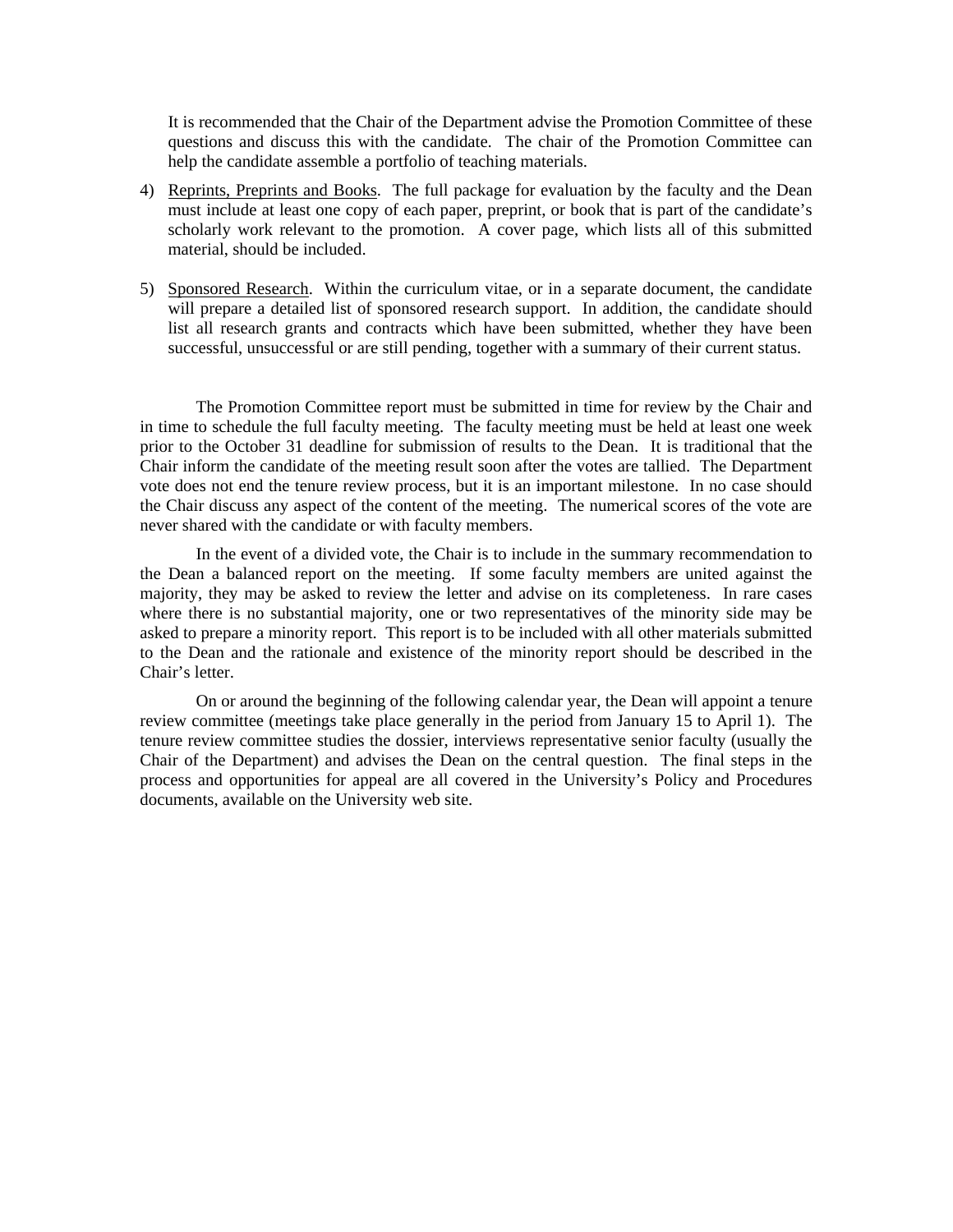It is recommended that the Chair of the Department advise the Promotion Committee of these questions and discuss this with the candidate. The chair of the Promotion Committee can help the candidate assemble a portfolio of teaching materials.

4) Reprints, Preprints and Books. The full package for evaluation by the faculty and the Dean must include at least one copy of each paper, preprint, or book that is part of the candidate's scholarly work relevant to the promotion. A cover page, which lists all of this submitted material, should be included.

5) Sponsored Research. Within the curriculum vitae, or in a separate document, the candidate will prepare a detailed list of sponsored research support. In addition, the candidate should list all research grants and contracts which have been submitted, whether they have been successful, unsuccessful or are still pending, together with a summary of their current status.

The Promotion Committee report must be submitted in time for review by the Chair and in time to schedule the full faculty meeting. The faculty meeting must be held at least one week prior to the October 31 deadline for submission of results to the Dean. It is traditional that the Chair inform the candidate of the meeting result soon after the votes are tallied. The Department vote does not end the tenure review process, but it is an important milestone. In no case should the Chair discuss any aspect of the content of the meeting. The numerical scores of the vote are never shared with the candidate or with faculty members.

In the event of a divided vote, the Chair is to include in the summary recommendation to the Dean a balanced report on the meeting. If some faculty members are united against the majority, they may be asked to review the letter and advise on its completeness. In rare cases where there is no substantial majority, one or two representatives of the minority side may be asked to prepare a minority report. This report is to be included with all other materials submitted to the Dean and the rationale and existence of the minority report should be described in the Chair's letter.

On or around the beginning of the following calendar year, the Dean will appoint a tenure review committee (meetings take place generally in the period from January 15 to April 1). The tenure review committee studies the dossier, interviews representative senior faculty (usually the Chair of the Department) and advises the Dean on the central question. The final steps in the process and opportunities for appeal are all covered in the University's Policy and Procedures documents, available on the University web site.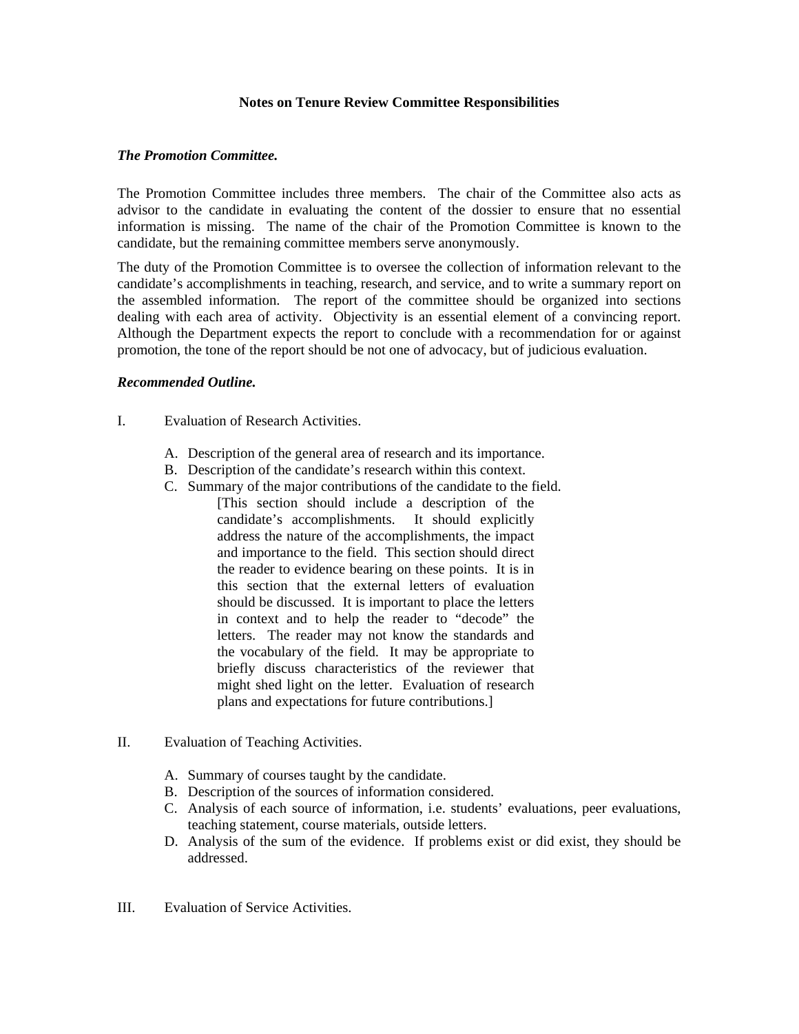**Notes on Tenure Review Committee Responsibilities**

***The Promotion Committee.***

The Promotion Committee includes three members. The chair of the Committee also acts as advisor to the candidate in evaluating the content of the dossier to ensure that no essential information is missing. The name of the chair of the Promotion Committee is known to the candidate, but the remaining committee members serve anonymously.

The duty of the Promotion Committee is to oversee the collection of information relevant to the candidate's accomplishments in teaching, research, and service, and to write a summary report on the assembled information. The report of the committee should be organized into sections dealing with each area of activity. Objectivity is an essential element of a convincing report. Although the Department expects the report to conclude with a recommendation for or against promotion, the tone of the report should be not one of advocacy, but of judicious evaluation.

***Recommended Outline.***

I. Evaluation of Research Activities.

   A. Description of the general area of research and its importance.
   B. Description of the candidate's research within this context.
   C. Summary of the major contributions of the candidate to the field.
      [This section should include a description of the candidate's accomplishments. It should explicitly address the nature of the accomplishments, the impact and importance to the field. This section should direct the reader to evidence bearing on these points. It is in this section that the external letters of evaluation should be discussed. It is important to place the letters in context and to help the reader to "decode" the letters. The reader may not know the standards and the vocabulary of the field. It may be appropriate to briefly discuss characteristics of the reviewer that might shed light on the letter. Evaluation of research plans and expectations for future contributions.]

II. Evaluation of Teaching Activities.

   A. Summary of courses taught by the candidate.
   B. Description of the sources of information considered.
   C. Analysis of each source of information, i.e. students' evaluations, peer evaluations, teaching statement, course materials, outside letters.
   D. Analysis of the sum of the evidence. If problems exist or did exist, they should be addressed.

III. Evaluation of Service Activities.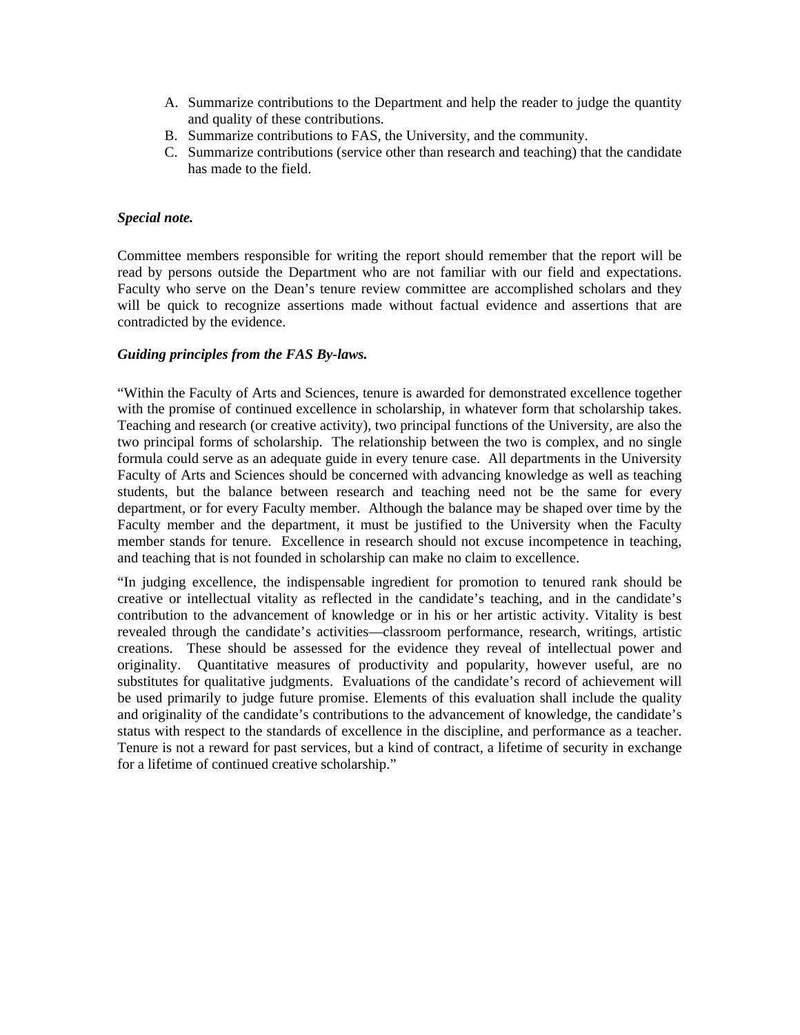A. Summarize contributions to the Department and help the reader to judge the quantity and quality of these contributions.
B. Summarize contributions to FAS, the University, and the community.
C. Summarize contributions (service other than research and teaching) that the candidate has made to the field.

***Special note.***

Committee members responsible for writing the report should remember that the report will be read by persons outside the Department who are not familiar with our field and expectations. Faculty who serve on the Dean's tenure review committee are accomplished scholars and they will be quick to recognize assertions made without factual evidence and assertions that are contradicted by the evidence.

***Guiding principles from the FAS By-laws.***

"Within the Faculty of Arts and Sciences, tenure is awarded for demonstrated excellence together with the promise of continued excellence in scholarship, in whatever form that scholarship takes. Teaching and research (or creative activity), two principal functions of the University, are also the two principal forms of scholarship. The relationship between the two is complex, and no single formula could serve as an adequate guide in every tenure case. All departments in the University Faculty of Arts and Sciences should be concerned with advancing knowledge as well as teaching students, but the balance between research and teaching need not be the same for every department, or for every Faculty member. Although the balance may be shaped over time by the Faculty member and the department, it must be justified to the University when the Faculty member stands for tenure. Excellence in research should not excuse incompetence in teaching, and teaching that is not founded in scholarship can make no claim to excellence.

"In judging excellence, the indispensable ingredient for promotion to tenured rank should be creative or intellectual vitality as reflected in the candidate's teaching, and in the candidate's contribution to the advancement of knowledge or in his or her artistic activity. Vitality is best revealed through the candidate's activities—classroom performance, research, writings, artistic creations. These should be assessed for the evidence they reveal of intellectual power and originality. Quantitative measures of productivity and popularity, however useful, are no substitutes for qualitative judgments. Evaluations of the candidate's record of achievement will be used primarily to judge future promise. Elements of this evaluation shall include the quality and originality of the candidate's contributions to the advancement of knowledge, the candidate's status with respect to the standards of excellence in the discipline, and performance as a teacher. Tenure is not a reward for past services, but a kind of contract, a lifetime of security in exchange for a lifetime of continued creative scholarship."